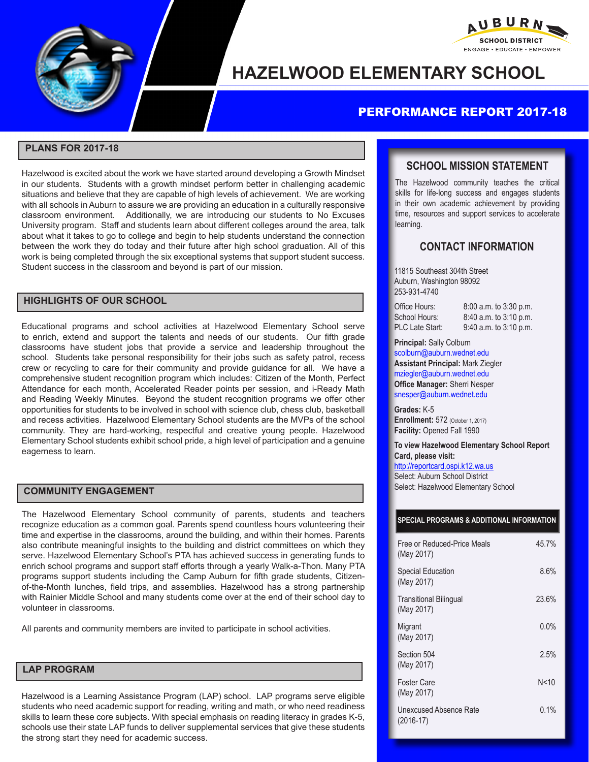AUBURN SCHOOL DISTRICT
ENGAGE • EDUCATE • EMPOWER

# HAZELWOOD ELEMENTARY SCHOOL

## PERFORMANCE REPORT 2017-18

## PLANS FOR 2017-18

Hazelwood is excited about the work we have started around developing a Growth Mindset in our students. Students with a growth mindset perform better in challenging academic situations and believe that they are capable of high levels of achievement. We are working with all schools in Auburn to assure we are providing an education in a culturally responsive classroom environment. Additionally, we are introducing our students to No Excuses University program. Staff and students learn about different colleges around the area, talk about what it takes to go to college and begin to help students understand the connection between the work they do today and their future after high school graduation. All of this work is being completed through the six exceptional systems that support student success. Student success in the classroom and beyond is part of our mission.

## HIGHLIGHTS OF OUR SCHOOL

Educational programs and school activities at Hazelwood Elementary School serve to enrich, extend and support the talents and needs of our students. Our fifth grade classrooms have student jobs that provide a service and leadership throughout the school. Students take personal responsibility for their jobs such as safety patrol, recess crew or recycling to care for their community and provide guidance for all. We have a comprehensive student recognition program which includes: Citizen of the Month, Perfect Attendance for each month, Accelerated Reader points per session, and i-Ready Math and Reading Weekly Minutes. Beyond the student recognition programs we offer other opportunities for students to be involved in school with science club, chess club, basketball and recess activities. Hazelwood Elementary School students are the MVPs of the school community. They are hard-working, respectful and creative young people. Hazelwood Elementary School students exhibit school pride, a high level of participation and a genuine eagerness to learn.

## COMMUNITY ENGAGEMENT

The Hazelwood Elementary School community of parents, students and teachers recognize education as a common goal. Parents spend countless hours volunteering their time and expertise in the classrooms, around the building, and within their homes. Parents also contribute meaningful insights to the building and district committees on which they serve. Hazelwood Elementary School's PTA has achieved success in generating funds to enrich school programs and support staff efforts through a yearly Walk-a-Thon. Many PTA programs support students including the Camp Auburn for fifth grade students, Citizen-of-the-Month lunches, field trips, and assemblies. Hazelwood has a strong partnership with Rainier Middle School and many students come over at the end of their school day to volunteer in classrooms.

All parents and community members are invited to participate in school activities.

## LAP PROGRAM

Hazelwood is a Learning Assistance Program (LAP) school. LAP programs serve eligible students who need academic support for reading, writing and math, or who need readiness skills to learn these core subjects. With special emphasis on reading literacy in grades K-5, schools use their state LAP funds to deliver supplemental services that give these students the strong start they need for academic success.

## SCHOOL MISSION STATEMENT

The Hazelwood community teaches the critical skills for life-long success and engages students in their own academic achievement by providing time, resources and support services to accelerate learning.

## CONTACT INFORMATION

11815 Southeast 304th Street
Auburn, Washington 98092
253-931-4740

Office Hours: 8:00 a.m. to 3:30 p.m.
School Hours: 8:40 a.m. to 3:10 p.m.
PLC Late Start: 9:40 a.m. to 3:10 p.m.

**Principal:** Sally Colburn
scolburn@auburn.wednet.edu
**Assistant Principal:** Mark Ziegler
mziegler@auburn.wednet.edu
**Office Manager:** Sherri Nesper
snesper@auburn.wednet.edu

**Grades:** K-5
**Enrollment:** 572 (October 1, 2017)
**Facility:** Opened Fall 1990

**To view Hazelwood Elementary School Report Card, please visit:**
http://reportcard.ospi.k12.wa.us
Select: Auburn School District
Select: Hazelwood Elementary School

| SPECIAL PROGRAMS & ADDITIONAL INFORMATION | |
|---|---|
| Free or Reduced-Price Meals (May 2017) | 45.7% |
| Special Education (May 2017) | 8.6% |
| Transitional Bilingual (May 2017) | 23.6% |
| Migrant (May 2017) | 0.0% |
| Section 504 (May 2017) | 2.5% |
| Foster Care (May 2017) | N<10 |
| Unexcused Absence Rate (2016-17) | 0.1% |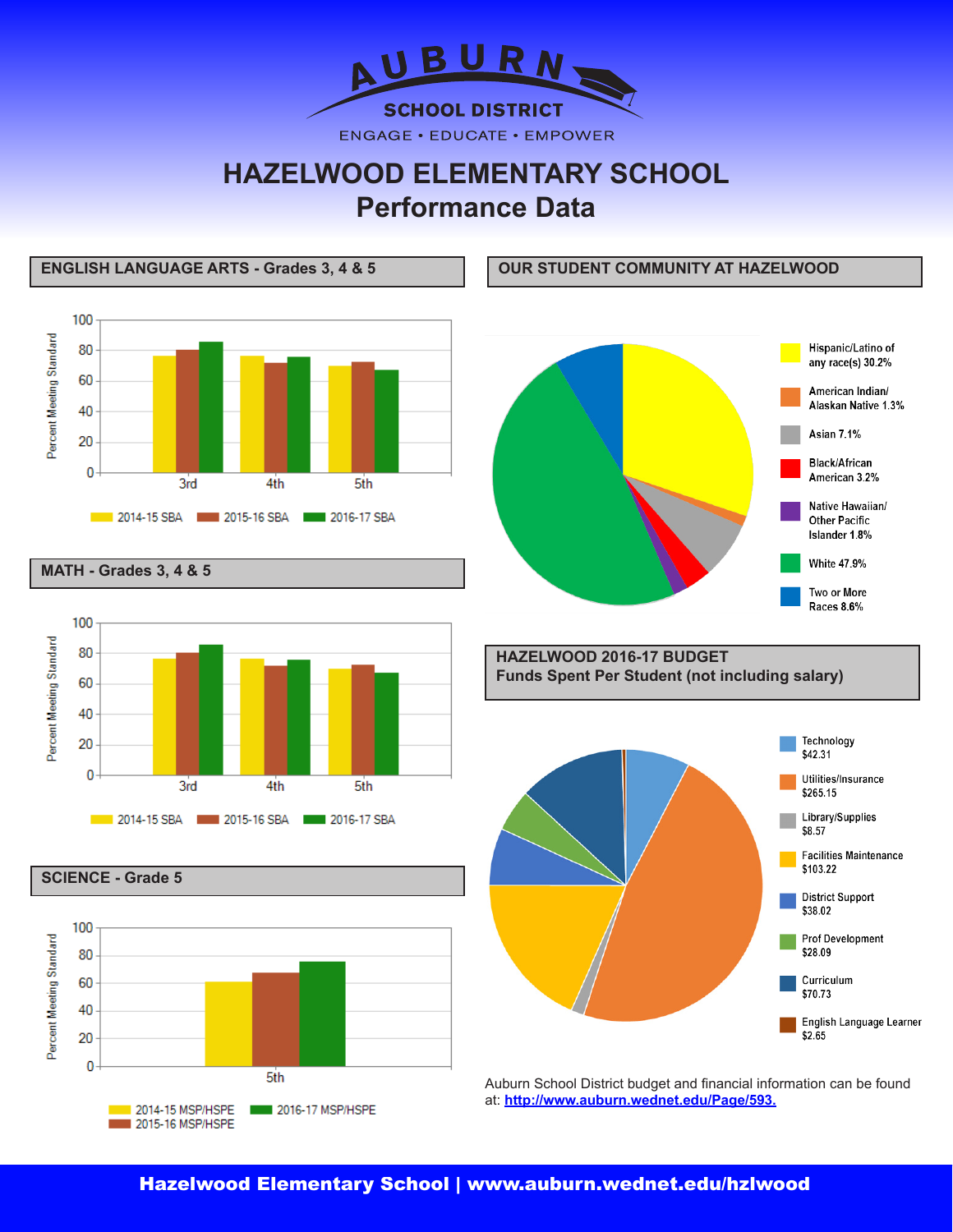AUBURN SCHOOL DISTRICT

ENGAGE • EDUCATE • EMPOWER

# HAZELWOOD ELEMENTARY SCHOOL
## Performance Data

### ENGLISH LANGUAGE ARTS - Grades 3, 4 & 5

Percent Meeting Standard

100
80
60
40
20
0

3rd
4th
5th

2014-15 SBA
2015-16 SBA
2016-17 SBA

### MATH - Grades 3, 4 & 5

Percent Meeting Standard

100
80
60
40
20
0

3rd
4th
5th

2014-15 SBA
2015-16 SBA
2016-17 SBA

### SCIENCE - Grade 5

Percent Meeting Standard

100
80
60
40
20
0

5th

2014-15 MSP/HSPE
2015-16 MSP/HSPE
2016-17 MSP/HSPE

### OUR STUDENT COMMUNITY AT HAZELWOOD

Hispanic/Latino of any race(s) 30.2%
American Indian/ Alaskan Native 1.3%
Asian 7.1%
Black/African American 3.2%
Native Hawaiian/ Other Pacific Islander 1.8%
White 47.9%
Two or More Races 8.6%

### HAZELWOOD 2016-17 BUDGET
### Funds Spent Per Student (not including salary)

Technology $42.31
Utilities/Insurance $265.15
Library/Supplies $8.57
Facilities Maintenance $103.22
District Support $38.02
Prof Development $28.09
Curriculum $70.73
English Language Learner $2.65

Auburn School District budget and financial information can be found at: **http://www.auburn.wednet.edu/Page/593.**

**Hazelwood Elementary School | www.auburn.wednet.edu/hzlwood**